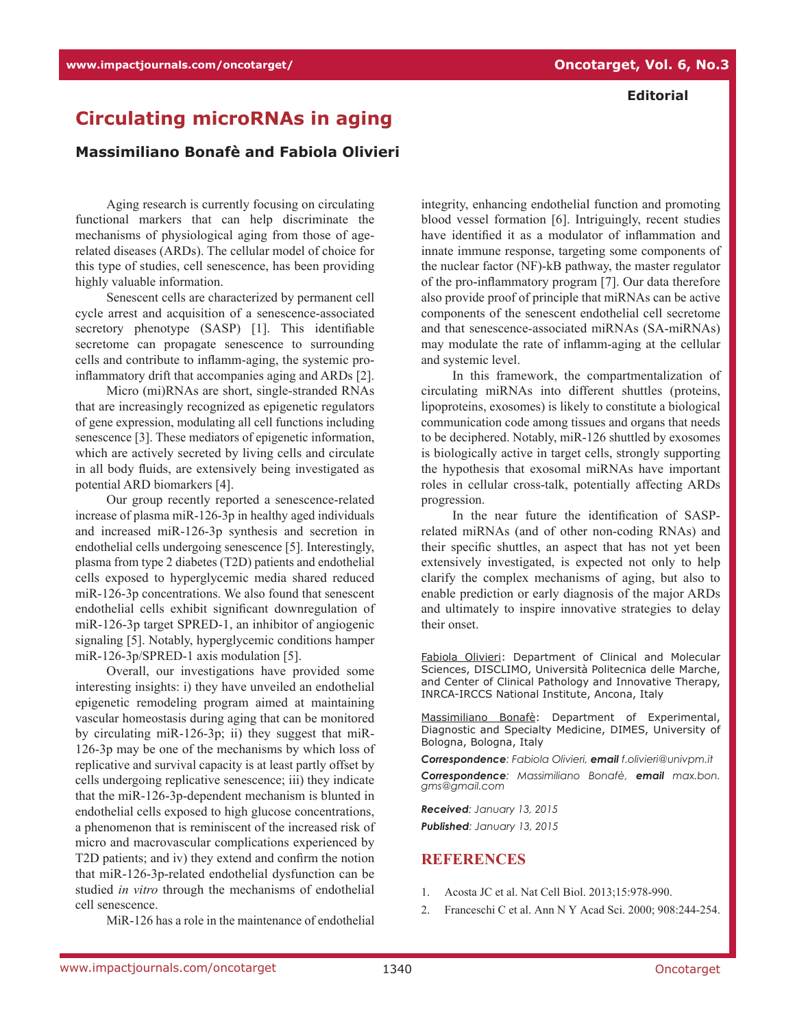Editorial

# Circulating microRNAs in aging

**Massimiliano Bonafè and Fabiola Olivieri**

Aging research is currently focusing on circulating functional markers that can help discriminate the mechanisms of physiological aging from those of age-related diseases (ARDs). The cellular model of choice for this type of studies, cell senescence, has been providing highly valuable information.

Senescent cells are characterized by permanent cell cycle arrest and acquisition of a senescence-associated secretory phenotype (SASP) [1]. This identifiable secretome can propagate senescence to surrounding cells and contribute to inflamm-aging, the systemic pro-inflammatory drift that accompanies aging and ARDs [2].

Micro (mi)RNAs are short, single-stranded RNAs that are increasingly recognized as epigenetic regulators of gene expression, modulating all cell functions including senescence [3]. These mediators of epigenetic information, which are actively secreted by living cells and circulate in all body fluids, are extensively being investigated as potential ARD biomarkers [4].

Our group recently reported a senescence-related increase of plasma miR-126-3p in healthy aged individuals and increased miR-126-3p synthesis and secretion in endothelial cells undergoing senescence [5]. Interestingly, plasma from type 2 diabetes (T2D) patients and endothelial cells exposed to hyperglycemic media shared reduced miR-126-3p concentrations. We also found that senescent endothelial cells exhibit significant downregulation of miR-126-3p target SPRED-1, an inhibitor of angiogenic signaling [5]. Notably, hyperglycemic conditions hamper miR-126-3p/SPRED-1 axis modulation [5].

Overall, our investigations have provided some interesting insights: i) they have unveiled an endothelial epigenetic remodeling program aimed at maintaining vascular homeostasis during aging that can be monitored by circulating miR-126-3p; ii) they suggest that miR-126-3p may be one of the mechanisms by which loss of replicative and survival capacity is at least partly offset by cells undergoing replicative senescence; iii) they indicate that the miR-126-3p-dependent mechanism is blunted in endothelial cells exposed to high glucose concentrations, a phenomenon that is reminiscent of the increased risk of micro and macrovascular complications experienced by T2D patients; and iv) they extend and confirm the notion that miR-126-3p-related endothelial dysfunction can be studied *in vitro* through the mechanisms of endothelial cell senescence.

MiR-126 has a role in the maintenance of endothelial integrity, enhancing endothelial function and promoting blood vessel formation [6]. Intriguingly, recent studies have identified it as a modulator of inflammation and innate immune response, targeting some components of the nuclear factor (NF)-kB pathway, the master regulator of the pro-inflammatory program [7]. Our data therefore also provide proof of principle that miRNAs can be active components of the senescent endothelial cell secretome and that senescence-associated miRNAs (SA-miRNAs) may modulate the rate of inflamm-aging at the cellular and systemic level.

In this framework, the compartmentalization of circulating miRNAs into different shuttles (proteins, lipoproteins, exosomes) is likely to constitute a biological communication code among tissues and organs that needs to be deciphered. Notably, miR-126 shuttled by exosomes is biologically active in target cells, strongly supporting the hypothesis that exosomal miRNAs have important roles in cellular cross-talk, potentially affecting ARDs progression.

In the near future the identification of SASP-related miRNAs (and of other non-coding RNAs) and their specific shuttles, an aspect that has not yet been extensively investigated, is expected not only to help clarify the complex mechanisms of aging, but also to enable prediction or early diagnosis of the major ARDs and ultimately to inspire innovative strategies to delay their onset.

Fabiola Olivieri: Department of Clinical and Molecular Sciences, DISCLIMO, Università Politecnica delle Marche, and Center of Clinical Pathology and Innovative Therapy, INRCA-IRCCS National Institute, Ancona, Italy

Massimiliano Bonafè: Department of Experimental, Diagnostic and Specialty Medicine, DIMES, University of Bologna, Bologna, Italy

***Correspondence****: Fabiola Olivieri,* ***email*** *f.olivieri@univpm.it*

***Correspondence****: Massimiliano Bonafè,* ***email*** *max.bon.gms@gmail.com*

***Received****: January 13, 2015*

***Published****: January 13, 2015*

## REFERENCES

1. Acosta JC et al. Nat Cell Biol. 2013;15:978-990.
2. Franceschi C et al. Ann N Y Acad Sci. 2000; 908:244-254.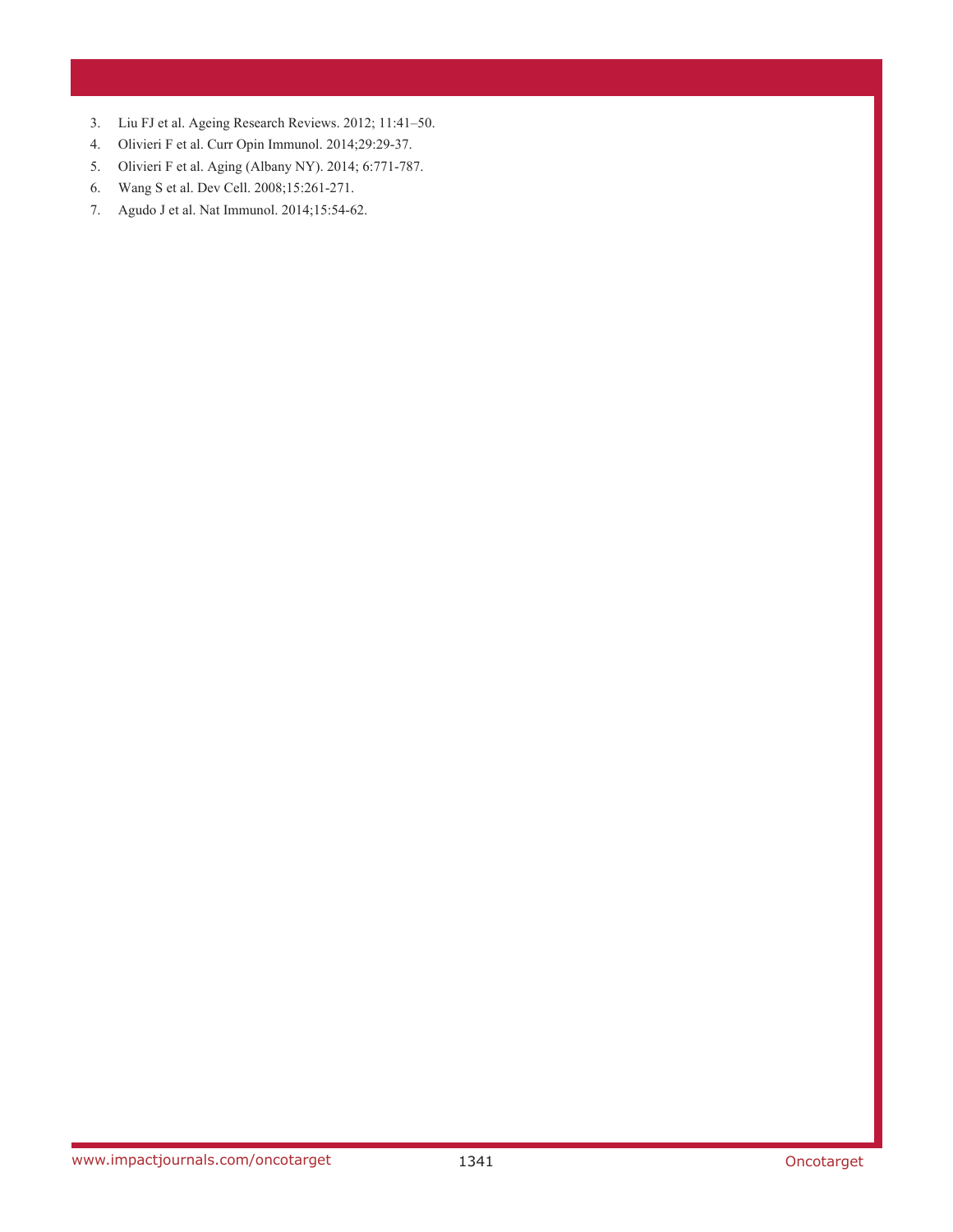3. Liu FJ et al. Ageing Research Reviews. 2012; 11:41–50.
4. Olivieri F et al. Curr Opin Immunol. 2014;29:29-37.
5. Olivieri F et al. Aging (Albany NY). 2014; 6:771-787.
6. Wang S et al. Dev Cell. 2008;15:261-271.
7. Agudo J et al. Nat Immunol. 2014;15:54-62.